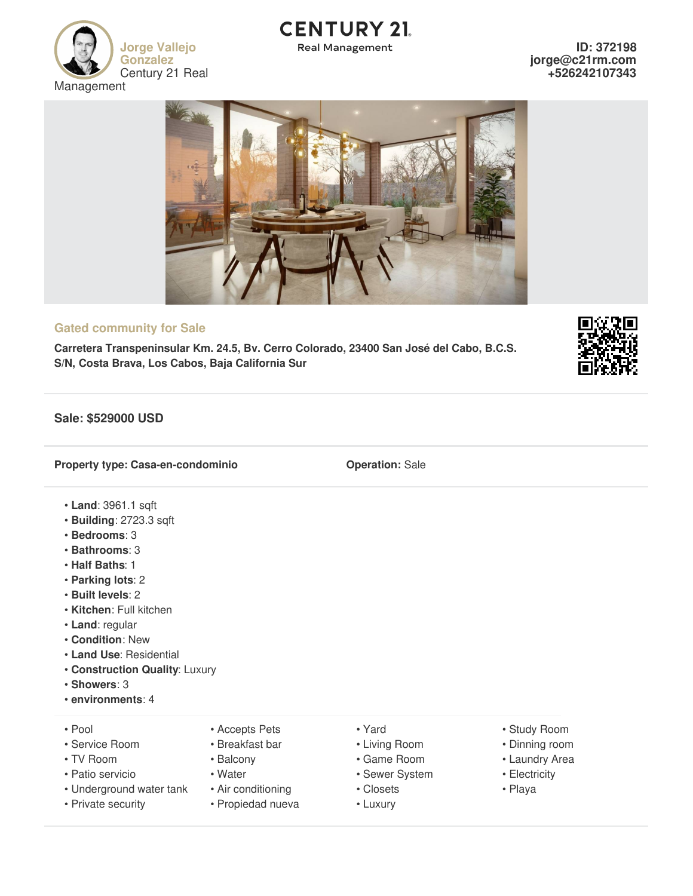Jorge Vallejo Gonzalez
Century 21 Real Management

**CENTURY 21**
Real Management

**ID: 372198**
**jorge@c21rm.com**
**+526242107343**

## Gated community for Sale

**Carretera Transpeninsular Km. 24.5, Bv. Cerro Colorado, 23400 San José del Cabo, B.C.S. S/N, Costa Brava, Los Cabos, Baja California Sur**

### Sale: $529000 USD

**Property type: Casa-en-condominio**

**Operation:** Sale

- **Land**: 3961.1 sqft
- **Building**: 2723.3 sqft
- **Bedrooms**: 3
- **Bathrooms**: 3
- **Half Baths**: 1
- **Parking lots**: 2
- **Built levels**: 2
- **Kitchen**: Full kitchen
- **Land**: regular
- **Condition**: New
- **Land Use**: Residential
- **Construction Quality**: Luxury
- **Showers**: 3
- **environments**: 4

- Pool
- Service Room
- TV Room
- Patio servicio
- Underground water tank
- Private security
- Accepts Pets
- Breakfast bar
- Balcony
- Water
- Air conditioning
- Propiedad nueva
- Yard
- Living Room
- Game Room
- Sewer System
- Closets
- Luxury
- Study Room
- Dinning room
- Laundry Area
- Electricity
- Playa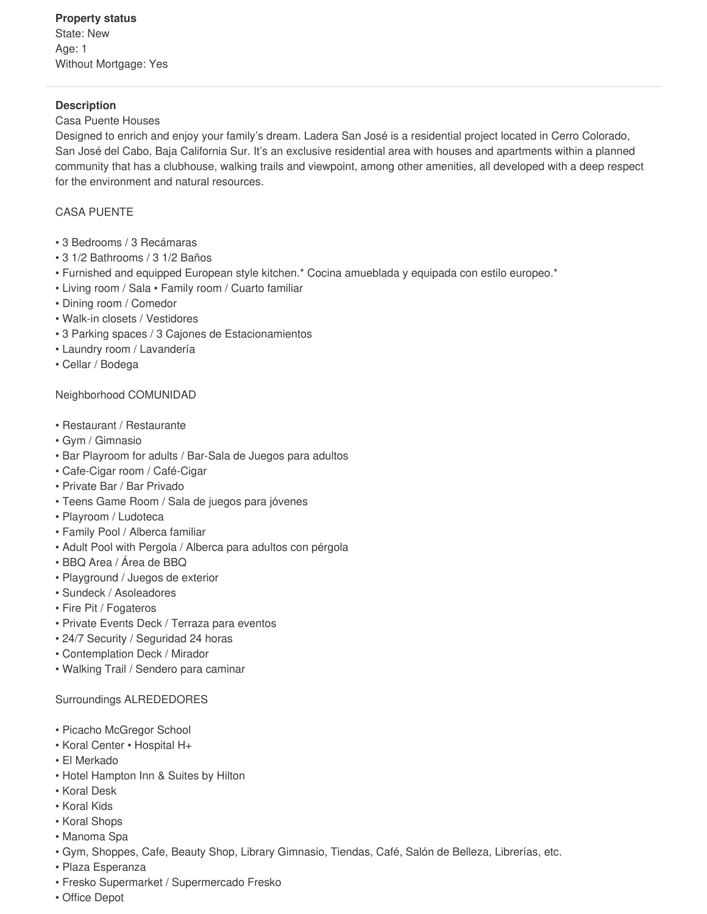**Property status**

State: New

Age: 1

Without Mortgage: Yes

---

**Description**

Casa Puente Houses

Designed to enrich and enjoy your family's dream. Ladera San José is a residential project located in Cerro Colorado, San José del Cabo, Baja California Sur. It's an exclusive residential area with houses and apartments within a planned community that has a clubhouse, walking trails and viewpoint, among other amenities, all developed with a deep respect for the environment and natural resources.

CASA PUENTE

- 3 Bedrooms / 3 Recámaras
- 3 1/2 Bathrooms / 3 1/2 Baños
- Furnished and equipped European style kitchen.* Cocina amueblada y equipada con estilo europeo.*
- Living room / Sala • Family room / Cuarto familiar
- Dining room / Comedor
- Walk-in closets / Vestidores
- 3 Parking spaces / 3 Cajones de Estacionamientos
- Laundry room / Lavandería
- Cellar / Bodega

Neighborhood COMUNIDAD

- Restaurant / Restaurante
- Gym / Gimnasio
- Bar Playroom for adults / Bar-Sala de Juegos para adultos
- Cafe-Cigar room / Café-Cigar
- Private Bar / Bar Privado
- Teens Game Room / Sala de juegos para jóvenes
- Playroom / Ludoteca
- Family Pool / Alberca familiar
- Adult Pool with Pergola / Alberca para adultos con pérgola
- BBQ Area / Área de BBQ
- Playground / Juegos de exterior
- Sundeck / Asoleadores
- Fire Pit / Fogateros
- Private Events Deck / Terraza para eventos
- 24/7 Security / Seguridad 24 horas
- Contemplation Deck / Mirador
- Walking Trail / Sendero para caminar

Surroundings ALREDEDORES

- Picacho McGregor School
- Koral Center • Hospital H+
- El Merkado
- Hotel Hampton Inn & Suites by Hilton
- Koral Desk
- Koral Kids
- Koral Shops
- Manoma Spa
- Gym, Shoppes, Cafe, Beauty Shop, Library Gimnasio, Tiendas, Café, Salón de Belleza, Librerías, etc.
- Plaza Esperanza
- Fresko Supermarket / Supermercado Fresko
- Office Depot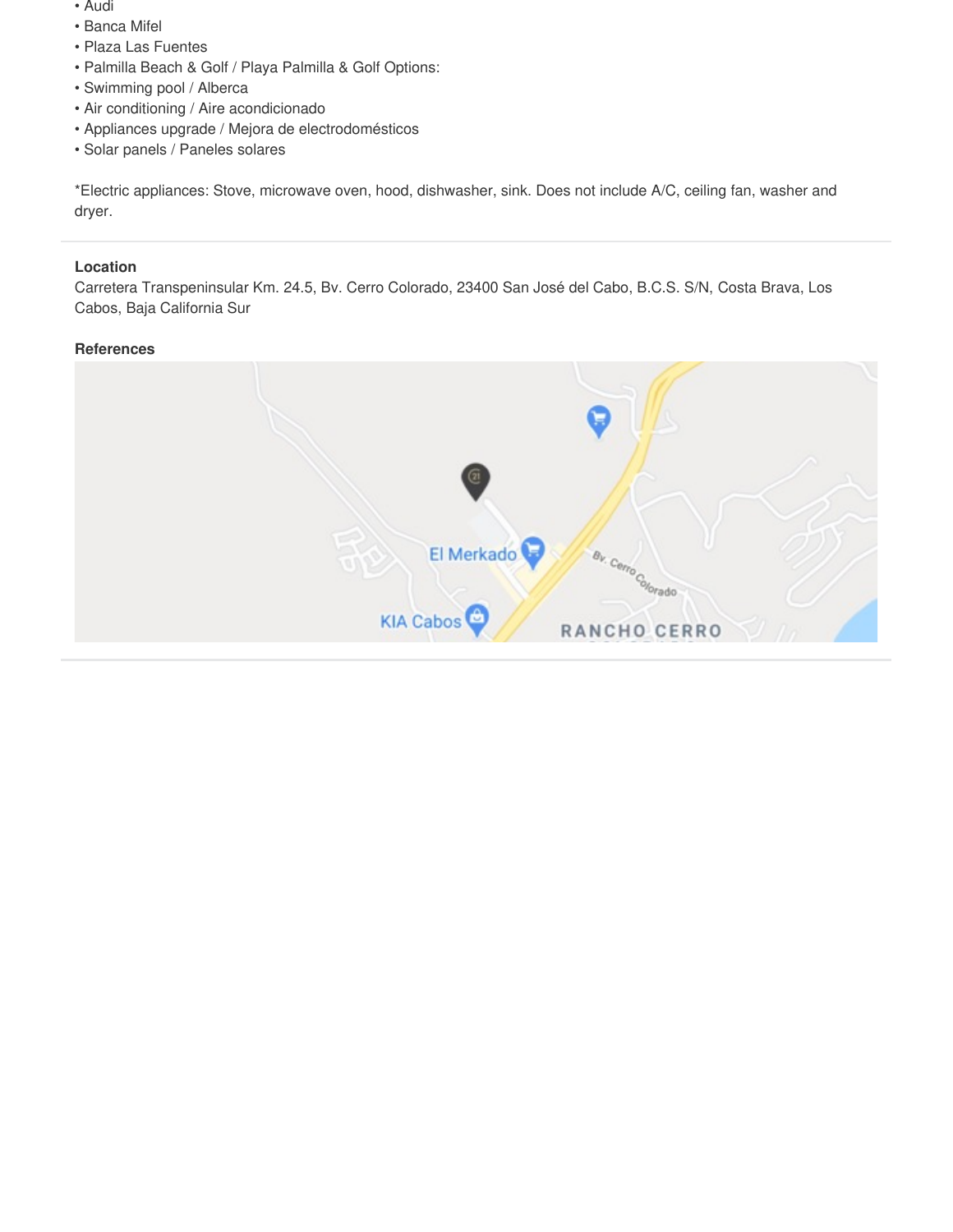- Audi
- Banca Mifel
- Plaza Las Fuentes
- Palmilla Beach & Golf / Playa Palmilla & Golf Options:
- Swimming pool / Alberca
- Air conditioning / Aire acondicionado
- Appliances upgrade / Mejora de electrodomésticos
- Solar panels / Paneles solares

*Electric appliances: Stove, microwave oven, hood, dishwasher, sink. Does not include A/C, ceiling fan, washer and dryer.

**Location**

Carretera Transpeninsular Km. 24.5, Bv. Cerro Colorado, 23400 San José del Cabo, B.C.S. S/N, Costa Brava, Los Cabos, Baja California Sur

**References**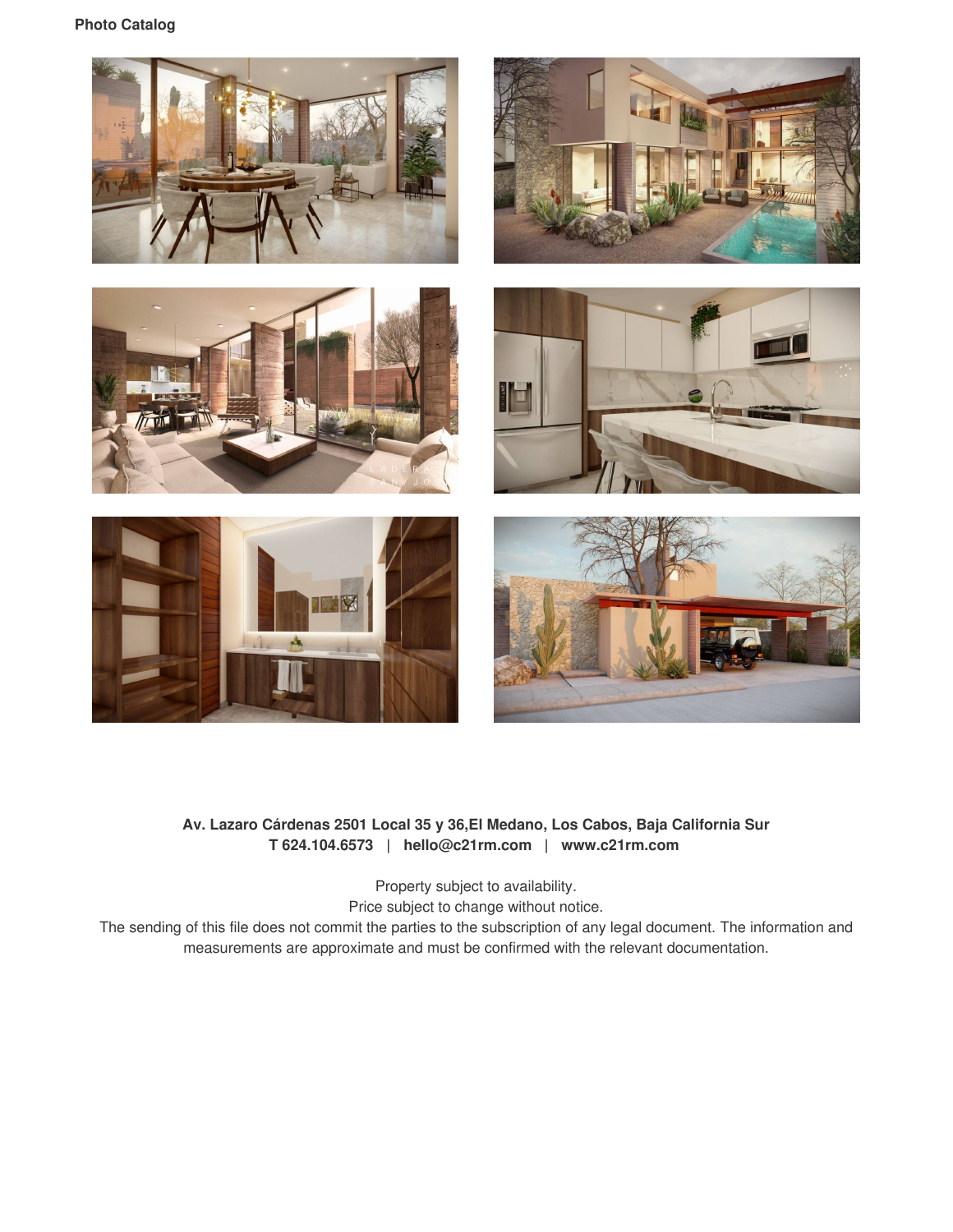**Photo Catalog**

**Av. Lazaro Cárdenas 2501 Local 35 y 36,El Medano, Los Cabos, Baja California Sur**
**T 624.104.6573 | hello@c21rm.com | www.c21rm.com**

Property subject to availability.
Price subject to change without notice.
The sending of this file does not commit the parties to the subscription of any legal document. The information and measurements are approximate and must be confirmed with the relevant documentation.